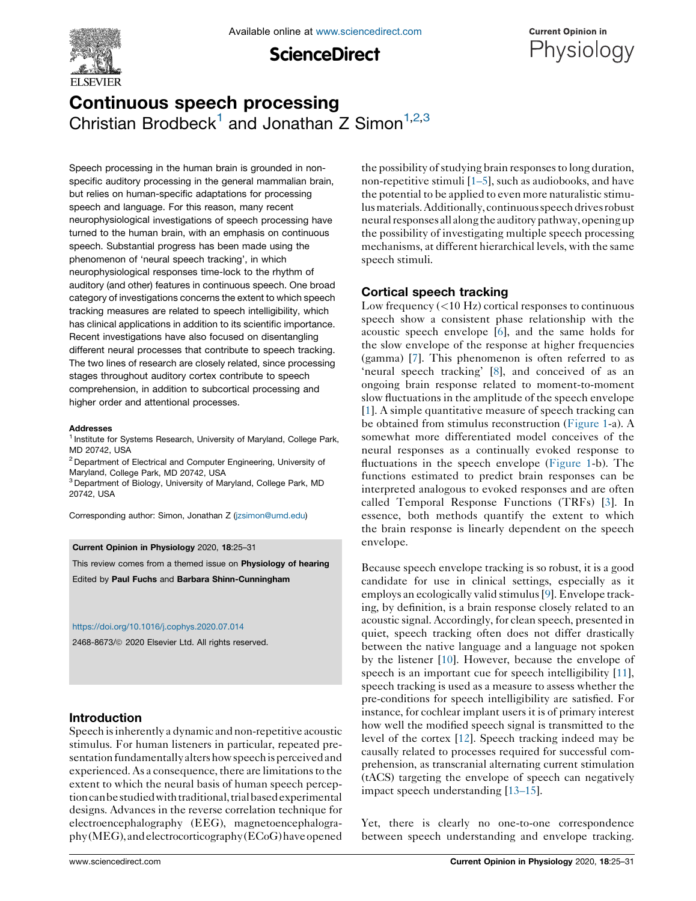# Continuous speech processing

Christian Brodbeck[1] and Jonathan Z Simon[1,2,3]

Speech processing in the human brain is grounded in non-specific auditory processing in the general mammalian brain, but relies on human-specific adaptations for processing speech and language. For this reason, many recent neurophysiological investigations of speech processing have turned to the human brain, with an emphasis on continuous speech. Substantial progress has been made using the phenomenon of 'neural speech tracking', in which neurophysiological responses time-lock to the rhythm of auditory (and other) features in continuous speech. One broad category of investigations concerns the extent to which speech tracking measures are related to speech intelligibility, which has clinical applications in addition to its scientific importance. Recent investigations have also focused on disentangling different neural processes that contribute to speech tracking. The two lines of research are closely related, since processing stages throughout auditory cortex contribute to speech comprehension, in addition to subcortical processing and higher order and attentional processes.

#### Addresses

[1] Institute for Systems Research, University of Maryland, College Park, MD 20742, USA

[2] Department of Electrical and Computer Engineering, University of Maryland, College Park, MD 20742, USA

[3] Department of Biology, University of Maryland, College Park, MD 20742, USA

Corresponding author: Simon, Jonathan Z (jzsimon@umd.edu)

**Current Opinion in Physiology** 2020, **18**:25–31

This review comes from a themed issue on **Physiology of hearing**

Edited by **Paul Fuchs** and **Barbara Shinn-Cunningham**

https://doi.org/10.1016/j.cophys.2020.07.014

2468-8673/© 2020 Elsevier Ltd. All rights reserved.

## Introduction

Speech is inherently a dynamic and non-repetitive acoustic stimulus. For human listeners in particular, repeated presentation fundamentally alters how speech is perceived and experienced. As a consequence, there are limitations to the extent to which the neural basis of human speech perception can be studied with traditional, trial based experimental designs. Advances in the reverse correlation technique for electroencephalography (EEG), magnetoencephalography (MEG), and electrocorticography (ECoG) have opened the possibility of studying brain responses to long duration, non-repetitive stimuli [1–5], such as audiobooks, and have the potential to be applied to even more naturalistic stimulus materials. Additionally, continuous speech drives robust neural responses all along the auditory pathway, opening up the possibility of investigating multiple speech processing mechanisms, at different hierarchical levels, with the same speech stimuli.

## Cortical speech tracking

Low frequency (<10 Hz) cortical responses to continuous speech show a consistent phase relationship with the acoustic speech envelope [6], and the same holds for the slow envelope of the response at higher frequencies (gamma) [7]. This phenomenon is often referred to as 'neural speech tracking' [8], and conceived of as an ongoing brain response related to moment-to-moment slow fluctuations in the amplitude of the speech envelope [1]. A simple quantitative measure of speech tracking can be obtained from stimulus reconstruction (Figure 1-a). A somewhat more differentiated model conceives of the neural responses as a continually evoked response to fluctuations in the speech envelope (Figure 1-b). The functions estimated to predict brain responses can be interpreted analogous to evoked responses and are often called Temporal Response Functions (TRFs) [3]. In essence, both methods quantify the extent to which the brain response is linearly dependent on the speech envelope.

Because speech envelope tracking is so robust, it is a good candidate for use in clinical settings, especially as it employs an ecologically valid stimulus [9]. Envelope tracking, by definition, is a brain response closely related to an acoustic signal. Accordingly, for clean speech, presented in quiet, speech tracking often does not differ drastically between the native language and a language not spoken by the listener [10]. However, because the envelope of speech is an important cue for speech intelligibility [11], speech tracking is used as a measure to assess whether the pre-conditions for speech intelligibility are satisfied. For instance, for cochlear implant users it is of primary interest how well the modified speech signal is transmitted to the level of the cortex [12]. Speech tracking indeed may be causally related to processes required for successful comprehension, as transcranial alternating current stimulation (tACS) targeting the envelope of speech can negatively impact speech understanding [13–15].

Yet, there is clearly no one-to-one correspondence between speech understanding and envelope tracking.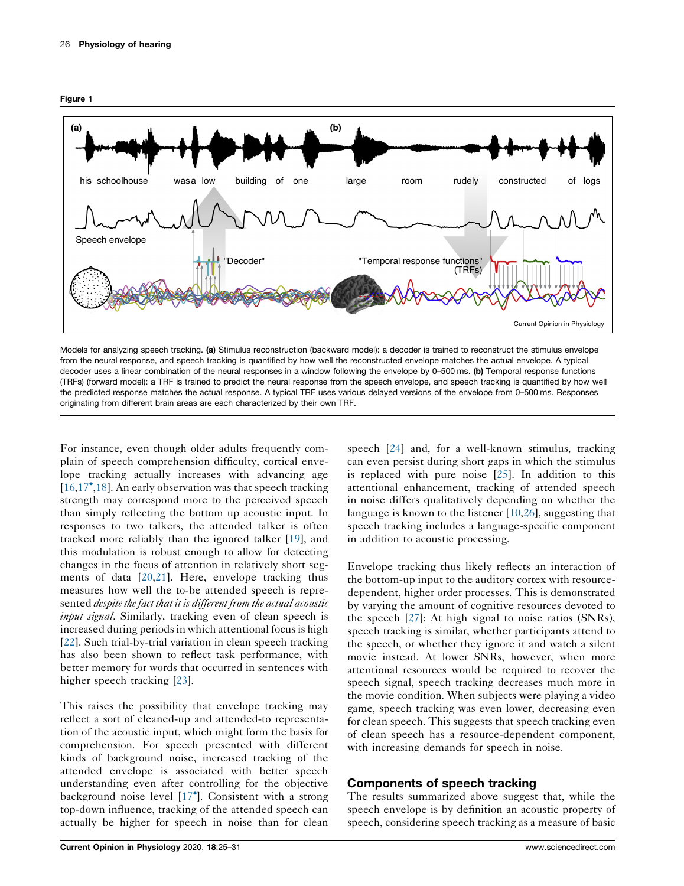Figure 1

Models for analyzing speech tracking. **(a)** Stimulus reconstruction (backward model): a decoder is trained to reconstruct the stimulus envelope from the neural response, and speech tracking is quantified by how well the reconstructed envelope matches the actual envelope. A typical decoder uses a linear combination of the neural responses in a window following the envelope by 0–500 ms. **(b)** Temporal response functions (TRFs) (forward model): a TRF is trained to predict the neural response from the speech envelope, and speech tracking is quantified by how well the predicted response matches the actual response. A typical TRF uses various delayed versions of the envelope from 0–500 ms. Responses originating from different brain areas are each characterized by their own TRF.

For instance, even though older adults frequently complain of speech comprehension difficulty, cortical envelope tracking actually increases with advancing age [16,17•,18]. An early observation was that speech tracking strength may correspond more to the perceived speech than simply reflecting the bottom up acoustic input. In responses to two talkers, the attended talker is often tracked more reliably than the ignored talker [19], and this modulation is robust enough to allow for detecting changes in the focus of attention in relatively short segments of data [20,21]. Here, envelope tracking thus measures how well the to-be attended speech is represented *despite the fact that it is different from the actual acoustic input signal*. Similarly, tracking even of clean speech is increased during periods in which attentional focus is high [22]. Such trial-by-trial variation in clean speech tracking has also been shown to reflect task performance, with better memory for words that occurred in sentences with higher speech tracking [23].

This raises the possibility that envelope tracking may reflect a sort of cleaned-up and attended-to representation of the acoustic input, which might form the basis for comprehension. For speech presented with different kinds of background noise, increased tracking of the attended envelope is associated with better speech understanding even after controlling for the objective background noise level [17•]. Consistent with a strong top-down influence, tracking of the attended speech can actually be higher for speech in noise than for clean speech [24] and, for a well-known stimulus, tracking can even persist during short gaps in which the stimulus is replaced with pure noise [25]. In addition to this attentional enhancement, tracking of attended speech in noise differs qualitatively depending on whether the language is known to the listener [10,26], suggesting that speech tracking includes a language-specific component in addition to acoustic processing.

Envelope tracking thus likely reflects an interaction of the bottom-up input to the auditory cortex with resource-dependent, higher order processes. This is demonstrated by varying the amount of cognitive resources devoted to the speech [27]: At high signal to noise ratios (SNRs), speech tracking is similar, whether participants attend to the speech, or whether they ignore it and watch a silent movie instead. At lower SNRs, however, when more attentional resources would be required to recover the speech signal, speech tracking decreases much more in the movie condition. When subjects were playing a video game, speech tracking was even lower, decreasing even for clean speech. This suggests that speech tracking even of clean speech has a resource-dependent component, with increasing demands for speech in noise.

## Components of speech tracking

The results summarized above suggest that, while the speech envelope is by definition an acoustic property of speech, considering speech tracking as a measure of basic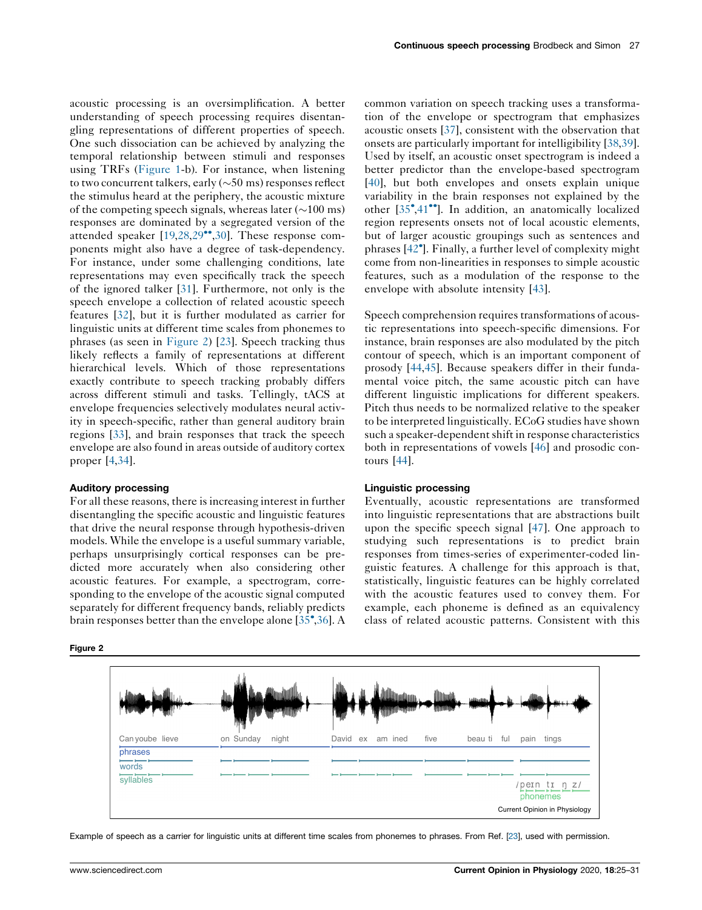acoustic processing is an oversimplification. A better understanding of speech processing requires disentangling representations of different properties of speech. One such dissociation can be achieved by analyzing the temporal relationship between stimuli and responses using TRFs (Figure 1-b). For instance, when listening to two concurrent talkers, early (~50 ms) responses reflect the stimulus heard at the periphery, the acoustic mixture of the competing speech signals, whereas later (~100 ms) responses are dominated by a segregated version of the attended speaker [19,28,29••,30]. These response components might also have a degree of task-dependency. For instance, under some challenging conditions, late representations may even specifically track the speech of the ignored talker [31]. Furthermore, not only is the speech envelope a collection of related acoustic speech features [32], but it is further modulated as carrier for linguistic units at different time scales from phonemes to phrases (as seen in Figure 2) [23]. Speech tracking thus likely reflects a family of representations at different hierarchical levels. Which of those representations exactly contribute to speech tracking probably differs across different stimuli and tasks. Tellingly, tACS at envelope frequencies selectively modulates neural activity in speech-specific, rather than general auditory brain regions [33], and brain responses that track the speech envelope are also found in areas outside of auditory cortex proper [4,34].

## Auditory processing

For all these reasons, there is increasing interest in further disentangling the specific acoustic and linguistic features that drive the neural response through hypothesis-driven models. While the envelope is a useful summary variable, perhaps unsurprisingly cortical responses can be predicted more accurately when also considering other acoustic features. For example, a spectrogram, corresponding to the envelope of the acoustic signal computed separately for different frequency bands, reliably predicts brain responses better than the envelope alone [35•,36]. A common variation on speech tracking uses a transformation of the envelope or spectrogram that emphasizes acoustic onsets [37], consistent with the observation that onsets are particularly important for intelligibility [38,39]. Used by itself, an acoustic onset spectrogram is indeed a better predictor than the envelope-based spectrogram [40], but both envelopes and onsets explain unique variability in the brain responses not explained by the other [35•,41••]. In addition, an anatomically localized region represents onsets not of local acoustic elements, but of larger acoustic groupings such as sentences and phrases [42•]. Finally, a further level of complexity might come from non-linearities in responses to simple acoustic features, such as a modulation of the response to the envelope with absolute intensity [43].

Speech comprehension requires transformations of acoustic representations into speech-specific dimensions. For instance, brain responses are also modulated by the pitch contour of speech, which is an important component of prosody [44,45]. Because speakers differ in their fundamental voice pitch, the same acoustic pitch can have different linguistic implications for different speakers. Pitch thus needs to be normalized relative to the speaker to be interpreted linguistically. ECoG studies have shown such a speaker-dependent shift in response characteristics both in representations of vowels [46] and prosodic contours [44].

## Linguistic processing

Eventually, acoustic representations are transformed into linguistic representations that are abstractions built upon the specific speech signal [47]. One approach to studying such representations is to predict brain responses from times-series of experimenter-coded linguistic features. A challenge for this approach is that, statistically, linguistic features can be highly correlated with the acoustic features used to convey them. For example, each phoneme is defined as an equivalency class of related acoustic patterns. Consistent with this

**Figure 2**

Can you be lieve on Sunday night David ex am ined five beau ti ful pain tings

phrases
words
syllables

/peɪn tɪ ŋ z/
phonemes

Current Opinion in Physiology

Example of speech as a carrier for linguistic units at different time scales from phonemes to phrases. From Ref. [23], used with permission.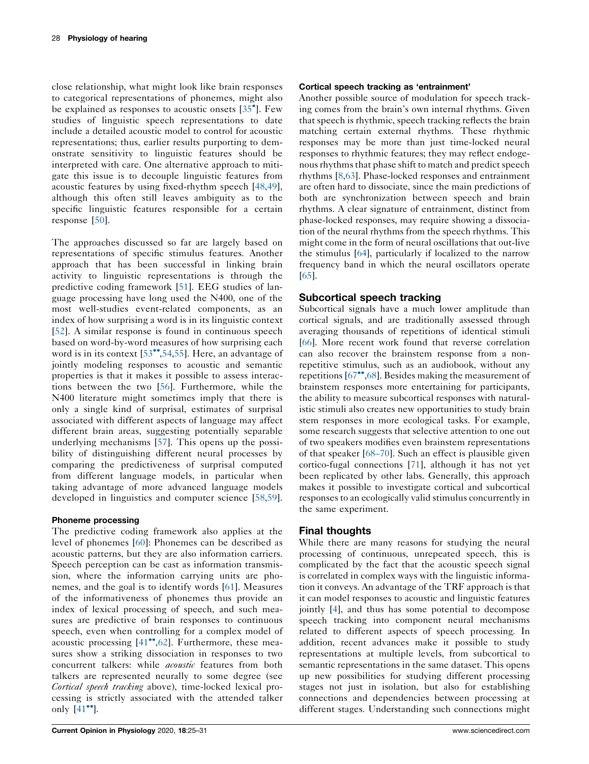close relationship, what might look like brain responses to categorical representations of phonemes, might also be explained as responses to acoustic onsets [35•]. Few studies of linguistic speech representations to date include a detailed acoustic model to control for acoustic representations; thus, earlier results purporting to demonstrate sensitivity to linguistic features should be interpreted with care. One alternative approach to mitigate this issue is to decouple linguistic features from acoustic features by using fixed-rhythm speech [48,49], although this often still leaves ambiguity as to the specific linguistic features responsible for a certain response [50].

The approaches discussed so far are largely based on representations of specific stimulus features. Another approach that has been successful in linking brain activity to linguistic representations is through the predictive coding framework [51]. EEG studies of language processing have long used the N400, one of the most well-studies event-related components, as an index of how surprising a word is in its linguistic context [52]. A similar response is found in continuous speech based on word-by-word measures of how surprising each word is in its context [53••,54,55]. Here, an advantage of jointly modeling responses to acoustic and semantic properties is that it makes it possible to assess interactions between the two [56]. Furthermore, while the N400 literature might sometimes imply that there is only a single kind of surprisal, estimates of surprisal associated with different aspects of language may affect different brain areas, suggesting potentially separable underlying mechanisms [57]. This opens up the possibility of distinguishing different neural processes by comparing the predictiveness of surprisal computed from different language models, in particular when taking advantage of more advanced language models developed in linguistics and computer science [58,59].

### Phoneme processing

The predictive coding framework also applies at the level of phonemes [60]: Phonemes can be described as acoustic patterns, but they are also information carriers. Speech perception can be cast as information transmission, where the information carrying units are phonemes, and the goal is to identify words [61]. Measures of the informativeness of phonemes thus provide an index of lexical processing of speech, and such measures are predictive of brain responses to continuous speech, even when controlling for a complex model of acoustic processing [41••,62]. Furthermore, these measures show a striking dissociation in responses to two concurrent talkers: while *acoustic* features from both talkers are represented neurally to some degree (see *Cortical speech tracking* above), time-locked lexical processing is strictly associated with the attended talker only [41••].

### Cortical speech tracking as 'entrainment'

Another possible source of modulation for speech tracking comes from the brain's own internal rhythms. Given that speech is rhythmic, speech tracking reflects the brain matching certain external rhythms. These rhythmic responses may be more than just time-locked neural responses to rhythmic features; they may reflect endogenous rhythms that phase shift to match and predict speech rhythms [8,63]. Phase-locked responses and entrainment are often hard to dissociate, since the main predictions of both are synchronization between speech and brain rhythms. A clear signature of entrainment, distinct from phase-locked responses, may require showing a dissociation of the neural rhythms from the speech rhythms. This might come in the form of neural oscillations that out-live the stimulus [64], particularly if localized to the narrow frequency band in which the neural oscillators operate [65].

## Subcortical speech tracking

Subcortical signals have a much lower amplitude than cortical signals, and are traditionally assessed through averaging thousands of repetitions of identical stimuli [66]. More recent work found that reverse correlation can also recover the brainstem response from a non-repetitive stimulus, such as an audiobook, without any repetitions [67••,68]. Besides making the measurement of brainstem responses more entertaining for participants, the ability to measure subcortical responses with naturalistic stimuli also creates new opportunities to study brain stem responses in more ecological tasks. For example, some research suggests that selective attention to one out of two speakers modifies even brainstem representations of that speaker [68–70]. Such an effect is plausible given cortico-fugal connections [71], although it has not yet been replicated by other labs. Generally, this approach makes it possible to investigate cortical and subcortical responses to an ecologically valid stimulus concurrently in the same experiment.

## Final thoughts

While there are many reasons for studying the neural processing of continuous, unrepeated speech, this is complicated by the fact that the acoustic speech signal is correlated in complex ways with the linguistic information it conveys. An advantage of the TRF approach is that it can model responses to acoustic and linguistic features jointly [4], and thus has some potential to decompose speech tracking into component neural mechanisms related to different aspects of speech processing. In addition, recent advances make it possible to study representations at multiple levels, from subcortical to semantic representations in the same dataset. This opens up new possibilities for studying different processing stages not just in isolation, but also for establishing connections and dependencies between processing at different stages. Understanding such connections might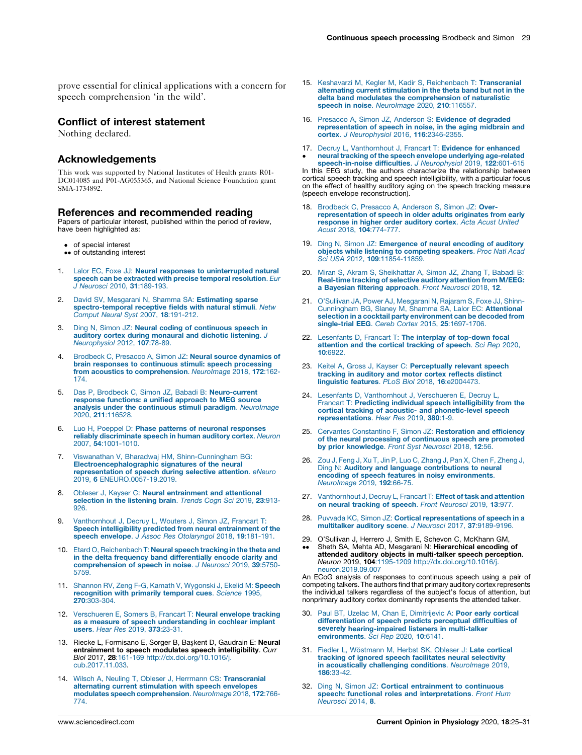prove essential for clinical applications with a concern for speech comprehension 'in the wild'.

## Conflict of interest statement

Nothing declared.

## Acknowledgements

This work was supported by National Institutes of Health grants R01-DC014085 and P01-AG055365, and National Science Foundation grant SMA-1734892.

## References and recommended reading

Papers of particular interest, published within the period of review, have been highlighted as:

- • of special interest
- •• of outstanding interest

1. Lalor EC, Foxe JJ: **Neural responses to uninterrupted natural speech can be extracted with precise temporal resolution**. *Eur J Neurosci* 2010, **31**:189-193.

2. David SV, Mesgarani N, Shamma SA: **Estimating sparse spectro-temporal receptive fields with natural stimuli**. *Netw Comput Neural Syst* 2007, **18**:191-212.

3. Ding N, Simon JZ: **Neural coding of continuous speech in auditory cortex during monaural and dichotic listening**. *J Neurophysiol* 2012, **107**:78-89.

4. Brodbeck C, Presacco A, Simon JZ: **Neural source dynamics of brain responses to continuous stimuli: speech processing from acoustics to comprehension**. *NeuroImage* 2018, **172**:162-174.

5. Das P, Brodbeck C, Simon JZ, Babadi B: **Neuro-current response functions: a unified approach to MEG source analysis under the continuous stimuli paradigm**. *NeuroImage* 2020, **211**:116528.

6. Luo H, Poeppel D: **Phase patterns of neuronal responses reliably discriminate speech in human auditory cortex**. *Neuron* 2007, **54**:1001-1010.

7. Viswanathan V, Bharadwaj HM, Shinn-Cunningham BG: **Electroencephalographic signatures of the neural representation of speech during selective attention**. *eNeuro* 2019, **6** ENEURO.0057-19.2019.

8. Obleser J, Kayser C: **Neural entrainment and attentional selection in the listening brain**. *Trends Cogn Sci* 2019, **23**:913-926.

9. Vanthornhout J, Decruy L, Wouters J, Simon JZ, Francart T: **Speech intelligibility predicted from neural entrainment of the speech envelope**. *J Assoc Res Otolaryngol* 2018, **19**:181-191.

10. Etard O, Reichenbach T: **Neural speech tracking in the theta and in the delta frequency band differentially encode clarity and comprehension of speech in noise**. *J Neurosci* 2019, **39**:5750-5759.

11. Shannon RV, Zeng F-G, Kamath V, Wygonski J, Ekelid M: **Speech recognition with primarily temporal cues**. *Science* 1995, **270**:303-304.

12. Verschueren E, Somers B, Francart T: **Neural envelope tracking as a measure of speech understanding in cochlear implant users**. *Hear Res* 2019, **373**:23-31.

13. Riecke L, Formisano E, Sorger B, Başkent D, Gaudrain E: **Neural entrainment to speech modulates speech intelligibility**. *Curr Biol* 2017, **28**:161-169 http://dx.doi.org/10.1016/j.cub.2017.11.033.

14. Wilsch A, Neuling T, Obleser J, Herrmann CS: **Transcranial alternating current stimulation with speech envelopes modulates speech comprehension**. *NeuroImage* 2018, **172**:766-774.

15. Keshavarzi M, Kegler M, Kadir S, Reichenbach T: **Transcranial alternating current stimulation in the theta band but not in the delta band modulates the comprehension of naturalistic speech in noise**. *NeuroImage* 2020, **210**:116557.

16. Presacco A, Simon JZ, Anderson S: **Evidence of degraded representation of speech in noise, in the aging midbrain and cortex**. *J Neurophysiol* 2016, **116**:2346-2355.

17. • Decruy L, Vanthornhout J, Francart T: **Evidence for enhanced neural tracking of the speech envelope underlying age-related speech-in-noise difficulties**. *J Neurophysiol* 2019, **122**:601-615

    In this EEG study, the authors characterize the relationship between cortical speech tracking and speech intelligibility, with a particular focus on the effect of healthy auditory aging on the speech tracking measure (speech envelope reconstruction).

18. Brodbeck C, Presacco A, Anderson S, Simon JZ: **Over-representation of speech in older adults originates from early response in higher order auditory cortex**. *Acta Acust United Acust* 2018, **104**:774-777.

19. Ding N, Simon JZ: **Emergence of neural encoding of auditory objects while listening to competing speakers**. *Proc Natl Acad Sci USA* 2012, **109**:11854-11859.

20. Miran S, Akram S, Sheikhattar A, Simon JZ, Zhang T, Babadi B: **Real-time tracking of selective auditory attention from M/EEG: a Bayesian filtering approach**. *Front Neurosci* 2018, **12**.

21. O'Sullivan JA, Power AJ, Mesgarani N, Rajaram S, Foxe JJ, Shinn-Cunningham BG, Slaney M, Shamma SA, Lalor EC: **Attentional selection in a cocktail party environment can be decoded from single-trial EEG**. *Cereb Cortex* 2015, **25**:1697-1706.

22. Lesenfants D, Francart T: **The interplay of top-down focal attention and the cortical tracking of speech**. *Sci Rep* 2020, **10**:6922.

23. Keitel A, Gross J, Kayser C: **Perceptually relevant speech tracking in auditory and motor cortex reflects distinct linguistic features**. *PLoS Biol* 2018, **16**:e2004473.

24. Lesenfants D, Vanthornhout J, Verschueren E, Decruy L, Francart T: **Predicting individual speech intelligibility from the cortical tracking of acoustic- and phonetic-level speech representations**. *Hear Res* 2019, **380**:1-9.

25. Cervantes Constantino F, Simon JZ: **Restoration and efficiency of the neural processing of continuous speech are promoted by prior knowledge**. *Front Syst Neurosci* 2018, **12**:56.

26. Zou J, Feng J, Xu T, Jin P, Luo C, Zhang J, Pan X, Chen F, Zheng J, Ding N: **Auditory and language contributions to neural encoding of speech features in noisy environments**. *NeuroImage* 2019, **192**:66-75.

27. Vanthornhout J, Decruy L, Francart T: **Effect of task and attention on neural tracking of speech**. *Front Neurosci* 2019, **13**:977.

28. Puvvada KC, Simon JZ: **Cortical representations of speech in a multitalker auditory scene**. *J Neurosci* 2017, **37**:9189-9196.

29. •• O'Sullivan J, Herrero J, Smith E, Schevon C, McKhann GM, Sheth SA, Mehta AD, Mesgarani N: **Hierarchical encoding of attended auditory objects in multi-talker speech perception**. *Neuron* 2019, **104**:1195-1209 http://dx.doi.org/10.1016/j.neuron.2019.09.007

    An ECoG analysis of responses to continuous speech using a pair of competing talkers. The authors find that primary auditory cortex represents the individual talkers regardless of the subject's focus of attention, but nonprimary auditory cortex dominantly represents the attended talker.

30. Paul BT, Uzelac M, Chan E, Dimitrijevic A: **Poor early cortical differentiation of speech predicts perceptual difficulties of severely hearing-impaired listeners in multi-talker environments**. *Sci Rep* 2020, **10**:6141.

31. Fiedler L, Wöstmann M, Herbst SK, Obleser J: **Late cortical tracking of ignored speech facilitates neural selectivity in acoustically challenging conditions**. *NeuroImage* 2019, **186**:33-42.

32. Ding N, Simon JZ: **Cortical entrainment to continuous speech: functional roles and interpretations**. *Front Hum Neurosci* 2014, **8**.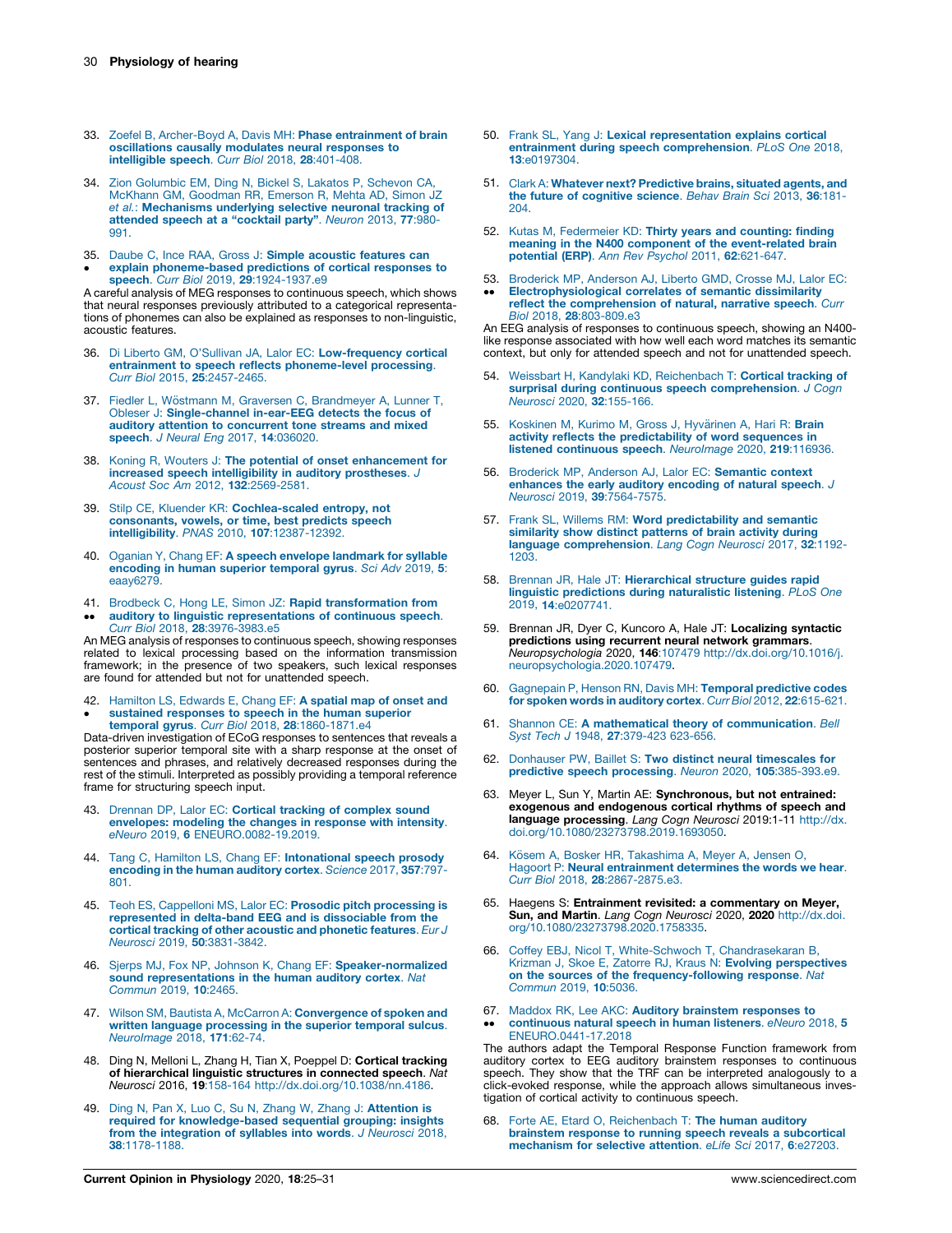33. Zoefel B, Archer-Boyd A, Davis MH: **Phase entrainment of brain oscillations causally modulates neural responses to intelligible speech**. *Curr Biol* 2018, **28**:401-408.

34. Zion Golumbic EM, Ding N, Bickel S, Lakatos P, Schevon CA, McKhann GM, Goodman RR, Emerson R, Mehta AD, Simon JZ *et al.*: **Mechanisms underlying selective neuronal tracking of attended speech at a "cocktail party"**. *Neuron* 2013, **77**:980-991.

35. • Daube C, Ince RAA, Gross J: **Simple acoustic features can explain phoneme-based predictions of cortical responses to speech**. *Curr Biol* 2019, **29**:1924-1937.e9

A careful analysis of MEG responses to continuous speech, which shows that neural responses previously attributed to a categorical representations of phonemes can also be explained as responses to non-linguistic, acoustic features.

36. Di Liberto GM, O'Sullivan JA, Lalor EC: **Low-frequency cortical entrainment to speech reflects phoneme-level processing**. *Curr Biol* 2015, **25**:2457-2465.

37. Fiedler L, Wöstmann M, Graversen C, Brandmeyer A, Lunner T, Obleser J: **Single-channel in-ear-EEG detects the focus of auditory attention to concurrent tone streams and mixed speech**. *J Neural Eng* 2017, **14**:036020.

38. Koning R, Wouters J: **The potential of onset enhancement for increased speech intelligibility in auditory prostheses**. *J Acoust Soc Am* 2012, **132**:2569-2581.

39. Stilp CE, Kluender KR: **Cochlea-scaled entropy, not consonants, vowels, or time, best predicts speech intelligibility**. *PNAS* 2010, **107**:12387-12392.

40. Oganian Y, Chang EF: **A speech envelope landmark for syllable encoding in human superior temporal gyrus**. *Sci Adv* 2019, **5**: eaay6279.

41. •• Brodbeck C, Hong LE, Simon JZ: **Rapid transformation from auditory to linguistic representations of continuous speech**. *Curr Biol* 2018, **28**:3976-3983.e5

An MEG analysis of responses to continuous speech, showing responses related to lexical processing based on the information transmission framework; in the presence of two speakers, such lexical responses are found for attended but not for unattended speech.

42. • Hamilton LS, Edwards E, Chang EF: **A spatial map of onset and sustained responses to speech in the human superior temporal gyrus**. *Curr Biol* 2018, **28**:1860-1871.e4

Data-driven investigation of ECoG responses to sentences that reveals a posterior superior temporal site with a sharp response at the onset of sentences and phrases, and relatively decreased responses during the rest of the stimuli. Interpreted as possibly providing a temporal reference frame for structuring speech input.

43. Drennan DP, Lalor EC: **Cortical tracking of complex sound envelopes: modeling the changes in response with intensity**. *eNeuro* 2019, **6** ENEURO.0082-19.2019.

44. Tang C, Hamilton LS, Chang EF: **Intonational speech prosody encoding in the human auditory cortex**. *Science* 2017, **357**:797-801.

45. Teoh ES, Cappelloni MS, Lalor EC: **Prosodic pitch processing is represented in delta-band EEG and is dissociable from the cortical tracking of other acoustic and phonetic features**. *Eur J Neurosci* 2019, **50**:3831-3842.

46. Sjerps MJ, Fox NP, Johnson K, Chang EF: **Speaker-normalized sound representations in the human auditory cortex**. *Nat Commun* 2019, **10**:2465.

47. Wilson SM, Bautista A, McCarron A: **Convergence of spoken and written language processing in the superior temporal sulcus**. *NeuroImage* 2018, **171**:62-74.

48. Ding N, Melloni L, Zhang H, Tian X, Poeppel D: **Cortical tracking of hierarchical linguistic structures in connected speech**. *Nat Neurosci* 2016, **19**:158-164 http://dx.doi.org/10.1038/nn.4186.

49. Ding N, Pan X, Luo C, Su N, Zhang W, Zhang J: **Attention is required for knowledge-based sequential grouping: insights from the integration of syllables into words**. *J Neurosci* 2018, **38**:1178-1188.

50. Frank SL, Yang J: **Lexical representation explains cortical entrainment during speech comprehension**. *PLoS One* 2018, **13**:e0197304.

51. Clark A: **Whatever next? Predictive brains, situated agents, and the future of cognitive science**. *Behav Brain Sci* 2013, **36**:181-204.

52. Kutas M, Federmeier KD: **Thirty years and counting: finding meaning in the N400 component of the event-related brain potential (ERP)**. *Ann Rev Psychol* 2011, **62**:621-647.

53. •• Broderick MP, Anderson AJ, Liberto GMD, Crosse MJ, Lalor EC: **Electrophysiological correlates of semantic dissimilarity reflect the comprehension of natural, narrative speech**. *Curr Biol* 2018, **28**:803-809.e3

An EEG analysis of responses to continuous speech, showing an N400-like response associated with how well each word matches its semantic context, but only for attended speech and not for unattended speech.

54. Weissbart H, Kandylaki KD, Reichenbach T: **Cortical tracking of surprisal during continuous speech comprehension**. *J Cogn Neurosci* 2020, **32**:155-166.

55. Koskinen M, Kurimo M, Gross J, Hyvärinen A, Hari R: **Brain activity reflects the predictability of word sequences in listened continuous speech**. *NeuroImage* 2020, **219**:116936.

56. Broderick MP, Anderson AJ, Lalor EC: **Semantic context enhances the early auditory encoding of natural speech**. *J Neurosci* 2019, **39**:7564-7575.

57. Frank SL, Willems RM: **Word predictability and semantic similarity show distinct patterns of brain activity during language comprehension**. *Lang Cogn Neurosci* 2017, **32**:1192-1203.

58. Brennan JR, Hale JT: **Hierarchical structure guides rapid linguistic predictions during naturalistic listening**. *PLoS One* 2019, **14**:e0207741.

59. Brennan JR, Dyer C, Kuncoro A, Hale JT: **Localizing syntactic predictions using recurrent neural network grammars**. *Neuropsychologia* 2020, **146**:107479 http://dx.doi.org/10.1016/j.neuropsychologia.2020.107479.

60. Gagnepain P, Henson RN, Davis MH: **Temporal predictive codes for spoken words in auditory cortex**. *Curr Biol* 2012, **22**:615-621.

61. Shannon CE: **A mathematical theory of communication**. *Bell Syst Tech J* 1948, **27**:379-423 623-656.

62. Donhauser PW, Baillet S: **Two distinct neural timescales for predictive speech processing**. *Neuron* 2020, **105**:385-393.e9.

63. Meyer L, Sun Y, Martin AE: **Synchronous, but not entrained: exogenous and endogenous cortical rhythms of speech and language processing**. *Lang Cogn Neurosci* 2019:1-11 http://dx.doi.org/10.1080/23273798.2019.1693050.

64. Kösem A, Bosker HR, Takashima A, Meyer A, Jensen O, Hagoort P: **Neural entrainment determines the words we hear**. *Curr Biol* 2018, **28**:2867-2875.e3.

65. Haegens S: **Entrainment revisited: a commentary on Meyer, Sun, and Martin**. *Lang Cogn Neurosci* 2020, **2020** http://dx.doi.org/10.1080/23273798.2020.1758335.

66. Coffey EBJ, Nicol T, White-Schwoch T, Chandrasekaran B, Krizman J, Skoe E, Zatorre RJ, Kraus N: **Evolving perspectives on the sources of the frequency-following response**. *Nat Commun* 2019, **10**:5036.

67. •• Maddox RK, Lee AKC: **Auditory brainstem responses to continuous natural speech in human listeners**. *eNeuro* 2018, **5** ENEURO.0441-17.2018

The authors adapt the Temporal Response Function framework from auditory cortex to EEG auditory brainstem responses to continuous speech. They show that the TRF can be interpreted analogously to a click-evoked response, while the approach allows simultaneous investigation of cortical activity to continuous speech.

68. Forte AE, Etard O, Reichenbach T: **The human auditory brainstem response to running speech reveals a subcortical mechanism for selective attention**. *eLife Sci* 2017, **6**:e27203.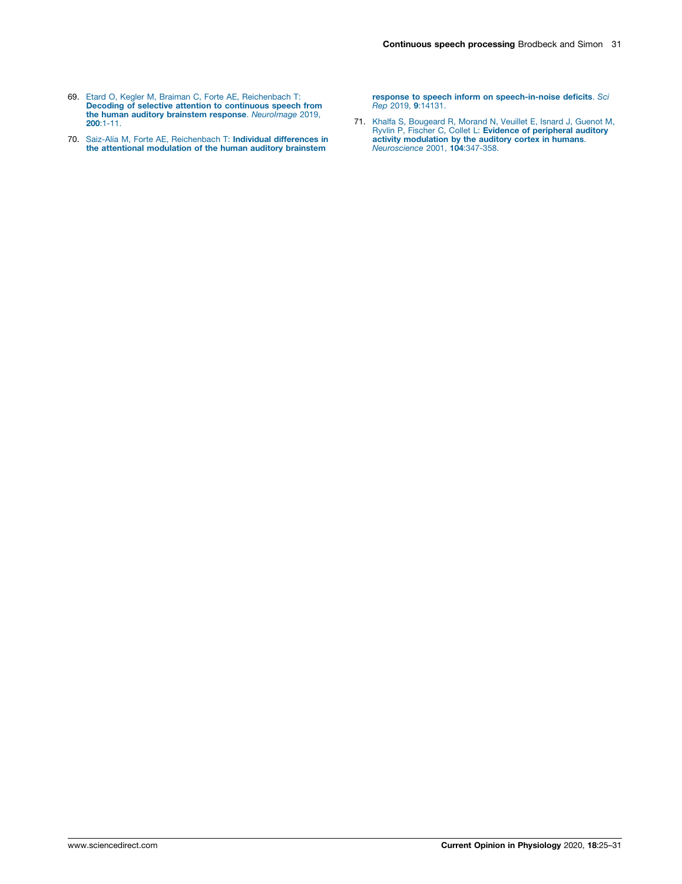69. Etard O, Kegler M, Braiman C, Forte AE, Reichenbach T: **Decoding of selective attention to continuous speech from the human auditory brainstem response**. *NeuroImage* 2019, **200**:1-11.

70. Saiz-Alía M, Forte AE, Reichenbach T: **Individual differences in the attentional modulation of the human auditory brainstem response to speech inform on speech-in-noise deficits**. *Sci Rep* 2019, **9**:14131.

71. Khalfa S, Bougeard R, Morand N, Veuillet E, Isnard J, Guenot M, Ryvlin P, Fischer C, Collet L: **Evidence of peripheral auditory activity modulation by the auditory cortex in humans**. *Neuroscience* 2001, **104**:347-358.